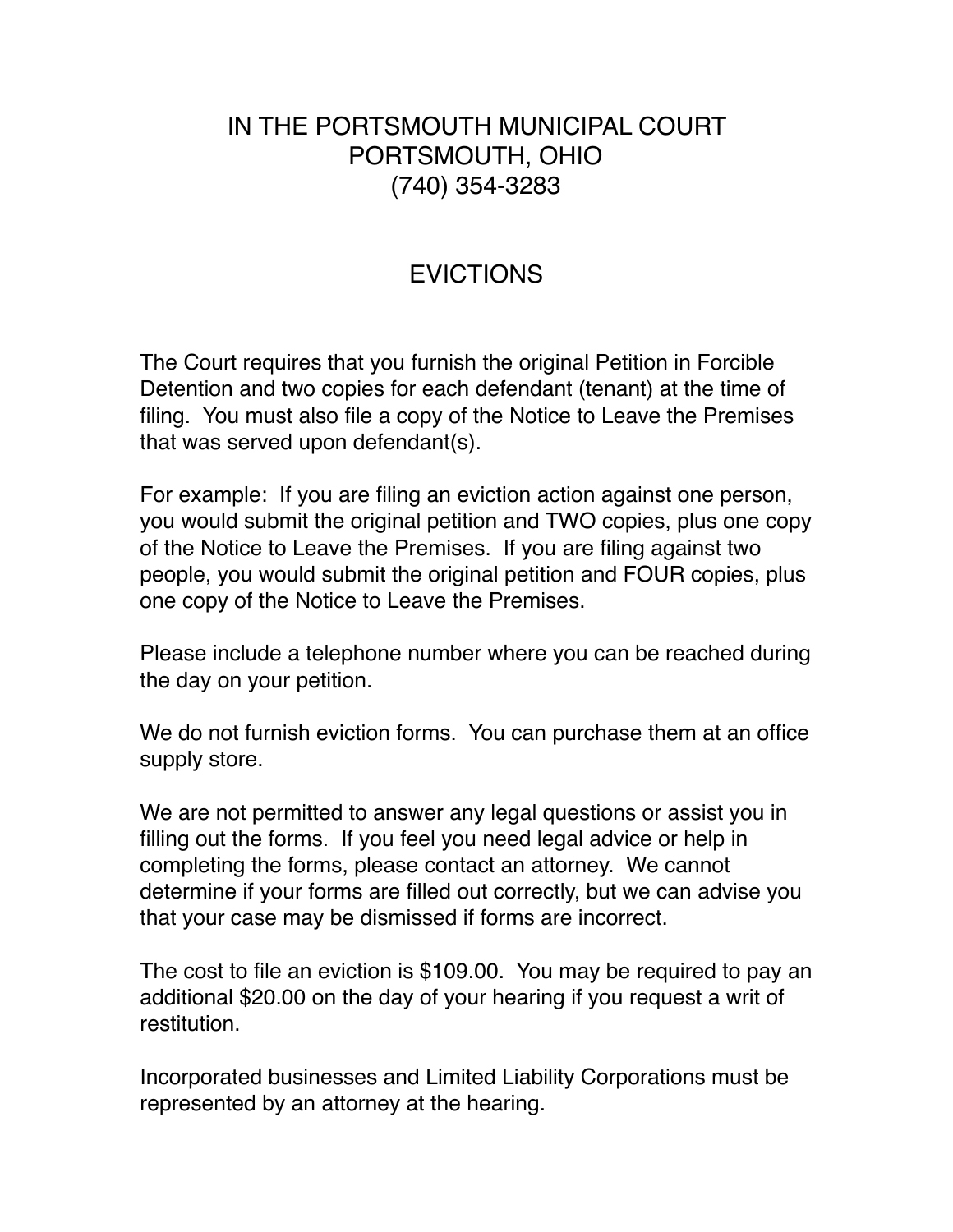# IN THE PORTSMOUTH MUNICIPAL COURT
# PORTSMOUTH, OHIO
# (740) 354-3283

## EVICTIONS

The Court requires that you furnish the original Petition in Forcible Detention and two copies for each defendant (tenant) at the time of filing. You must also file a copy of the Notice to Leave the Premises that was served upon defendant(s).

For example: If you are filing an eviction action against one person, you would submit the original petition and TWO copies, plus one copy of the Notice to Leave the Premises. If you are filing against two people, you would submit the original petition and FOUR copies, plus one copy of the Notice to Leave the Premises.

Please include a telephone number where you can be reached during the day on your petition.

We do not furnish eviction forms. You can purchase them at an office supply store.

We are not permitted to answer any legal questions or assist you in filling out the forms. If you feel you need legal advice or help in completing the forms, please contact an attorney. We cannot determine if your forms are filled out correctly, but we can advise you that your case may be dismissed if forms are incorrect.

The cost to file an eviction is $109.00. You may be required to pay an additional $20.00 on the day of your hearing if you request a writ of restitution.

Incorporated businesses and Limited Liability Corporations must be represented by an attorney at the hearing.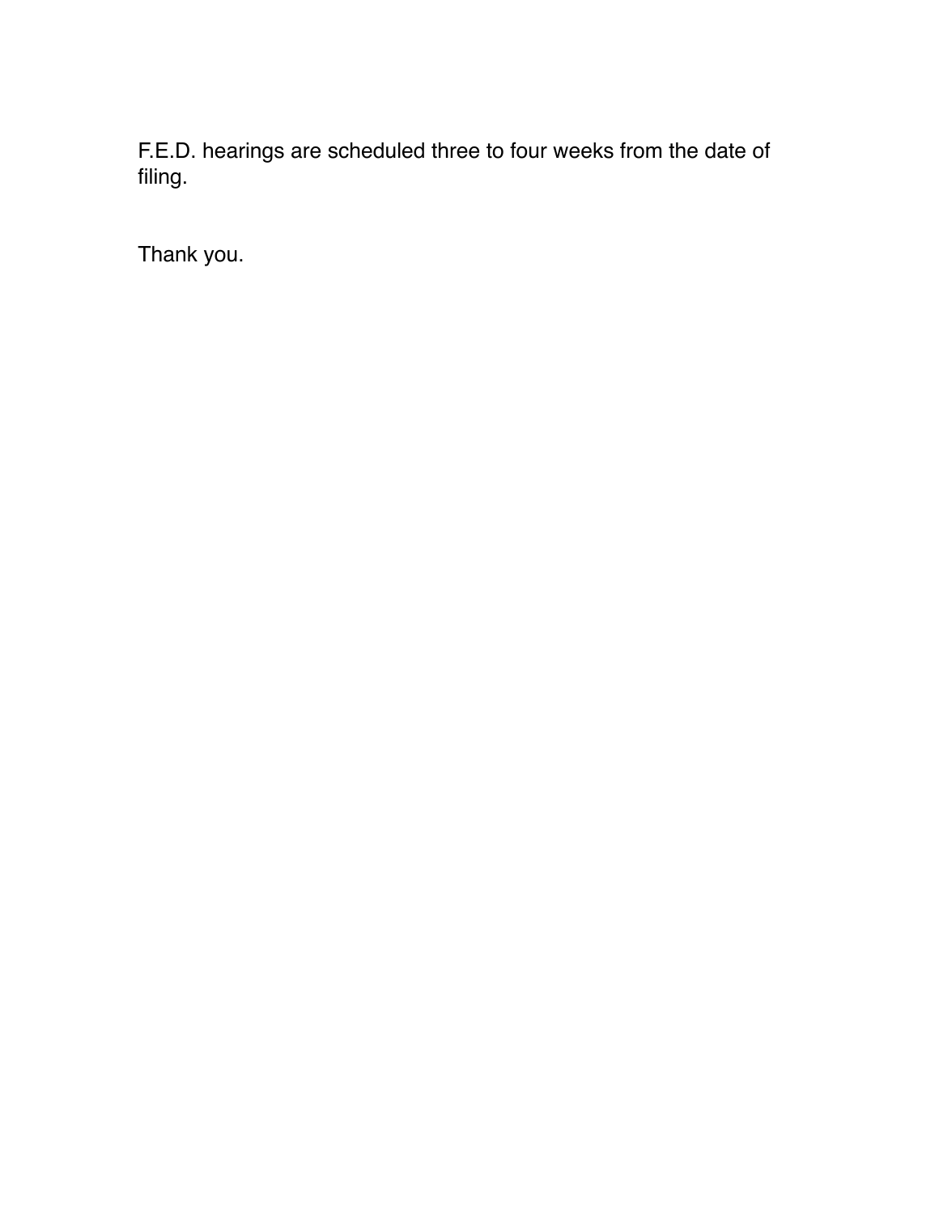F.E.D. hearings are scheduled three to four weeks from the date of filing.

Thank you.